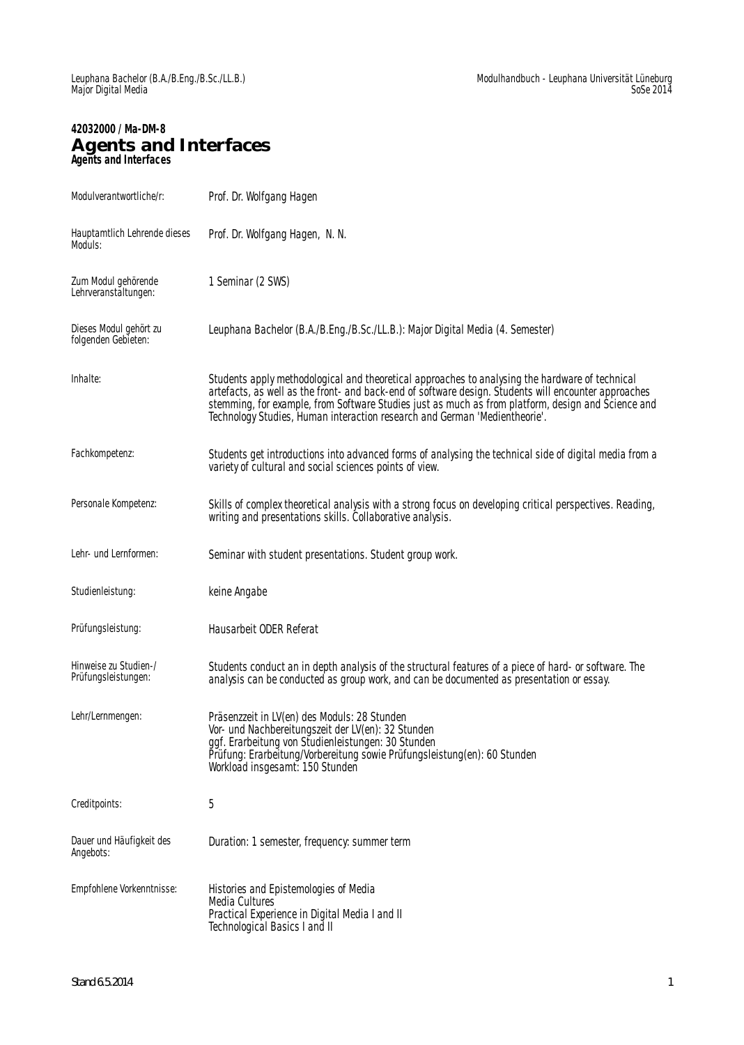**42032000 / Ma-DM-8**

# Agents and Interfaces

***Agents and Interfaces***

| | |
|---|---|
| Modulverantwortliche/r: | Prof. Dr. Wolfgang Hagen |
| Hauptamtlich Lehrende dieses Moduls: | Prof. Dr. Wolfgang Hagen, N. N. |
| Zum Modul gehörende Lehrveranstaltungen: | 1 Seminar (2 SWS) |
| Dieses Modul gehört zu folgenden Gebieten: | Leuphana Bachelor (B.A./B.Eng./B.Sc./LL.B.): Major Digital Media (4. Semester) |
| Inhalte: | Students apply methodological and theoretical approaches to analysing the hardware of technical artefacts, as well as the front- and back-end of software design. Students will encounter approaches stemming, for example, from Software Studies just as much as from platform, design and Science and Technology Studies, Human interaction research and German 'Medientheorie'. |
| Fachkompetenz: | Students get introductions into advanced forms of analysing the technical side of digital media from a variety of cultural and social sciences points of view. |
| Personale Kompetenz: | Skills of complex theoretical analysis with a strong focus on developing critical perspectives. Reading, writing and presentations skills. Collaborative analysis. |
| Lehr- und Lernformen: | Seminar with student presentations. Student group work. |
| Studienleistung: | keine Angabe |
| Prüfungsleistung: | Hausarbeit ODER Referat |
| Hinweise zu Studien-/ Prüfungsleistungen: | Students conduct an in depth analysis of the structural features of a piece of hard- or software. The analysis can be conducted as group work, and can be documented as presentation or essay. |
| Lehr/Lernmengen: | Präsenzzeit in LV(en) des Moduls: 28 Stunden<br>Vor- und Nachbereitungszeit der LV(en): 32 Stunden<br>ggf. Erarbeitung von Studienleistungen: 30 Stunden<br>Prüfung: Erarbeitung/Vorbereitung sowie Prüfungsleistung(en): 60 Stunden<br>Workload insgesamt: 150 Stunden |
| Creditpoints: | 5 |
| Dauer und Häufigkeit des Angebots: | Duration: 1 semester, frequency: summer term |
| Empfohlene Vorkenntnisse: | Histories and Epistemologies of Media<br>Media Cultures<br>Practical Experience in Digital Media I and II<br>Technological Basics I and II |

Stand 6.5.2014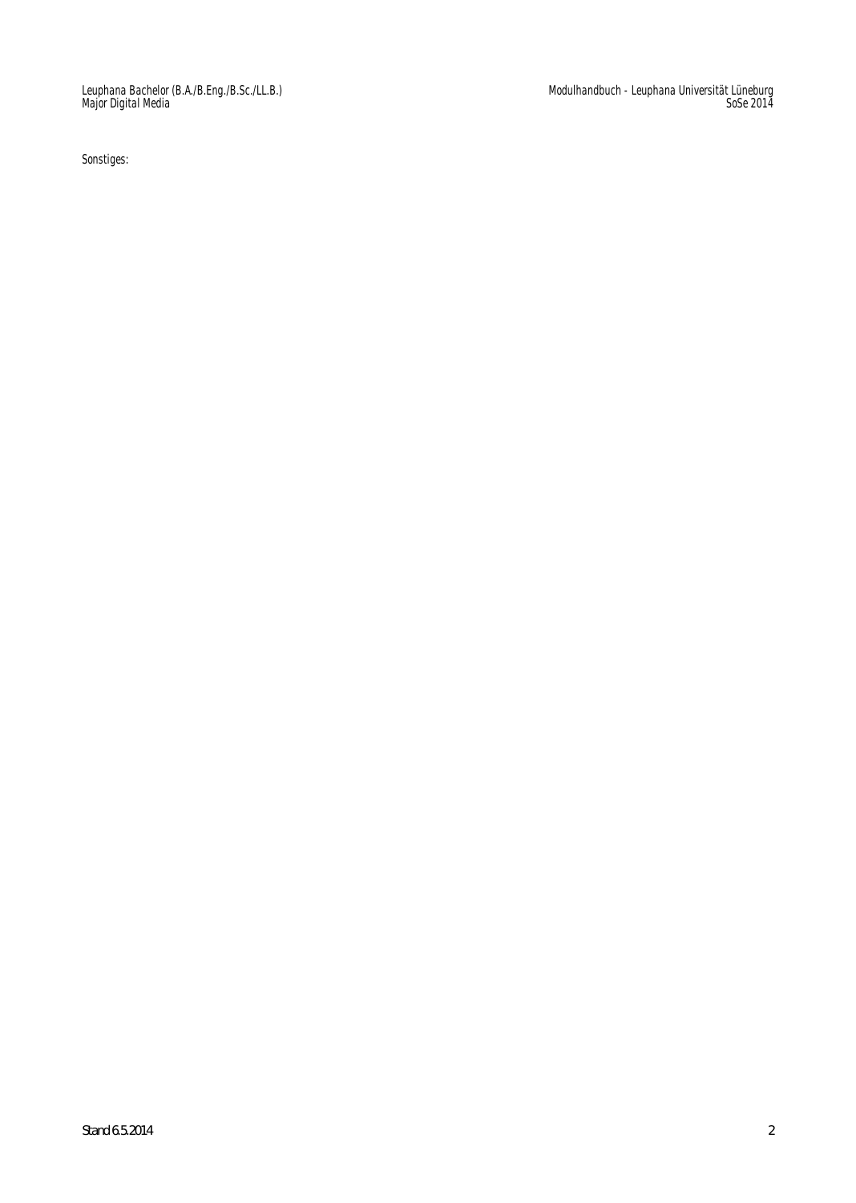Sonstiges: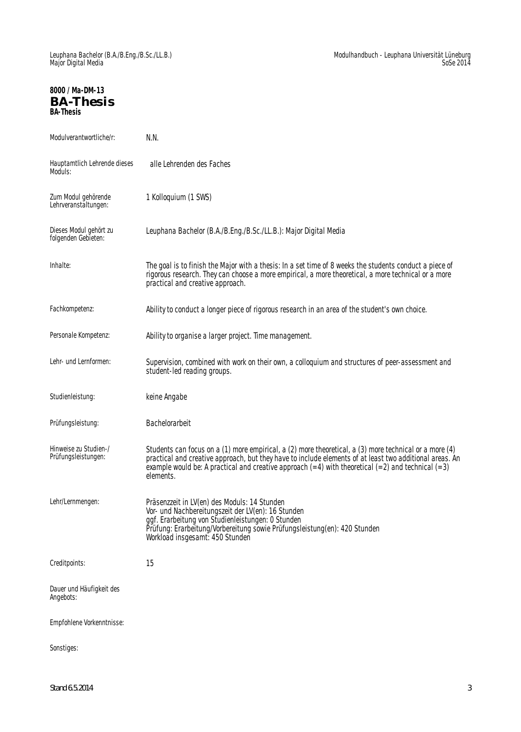**8000 / Ma-DM-13**

# BA-Thesis

**BA-Thesis**

| | |
|---|---|
| Modulverantwortliche/r: | N.N. |
| Hauptamtlich Lehrende dieses Moduls: | alle Lehrenden des Faches |
| Zum Modul gehörende Lehrveranstaltungen: | 1 Kolloquium (1 SWS) |
| Dieses Modul gehört zu folgenden Gebieten: | Leuphana Bachelor (B.A./B.Eng./B.Sc./LL.B.): Major Digital Media |
| Inhalte: | The goal is to finish the Major with a thesis: In a set time of 8 weeks the students conduct a piece of rigorous research. They can choose a more empirical, a more theoretical, a more technical or a more practical and creative approach. |
| Fachkompetenz: | Ability to conduct a longer piece of rigorous research in an area of the student's own choice. |
| Personale Kompetenz: | Ability to organise a larger project. Time management. |
| Lehr- und Lernformen: | Supervision, combined with work on their own, a colloquium and structures of peer-assessment and student-led reading groups. |
| Studienleistung: | keine Angabe |
| Prüfungsleistung: | Bachelorarbeit |
| Hinweise zu Studien-/ Prüfungsleistungen: | Students can focus on a (1) more empirical, a (2) more theoretical, a (3) more technical or a more (4) practical and creative approach, but they have to include elements of at least two additional areas. An example would be: A practical and creative approach (=4) with theoretical (=2) and technical (=3) elements. |
| Lehr/Lernmengen: | Präsenzzeit in LV(en) des Moduls: 14 Stunden<br>Vor- und Nachbereitungszeit der LV(en): 16 Stunden<br>ggf. Erarbeitung von Studienleistungen: 0 Stunden<br>Prüfung: Erarbeitung/Vorbereitung sowie Prüfungsleistung(en): 420 Stunden<br>Workload insgesamt: 450 Stunden |
| Creditpoints: | 15 |
| Dauer und Häufigkeit des Angebots: | |
| Empfohlene Vorkenntnisse: | |
| Sonstiges: | |

Stand 6.5.2014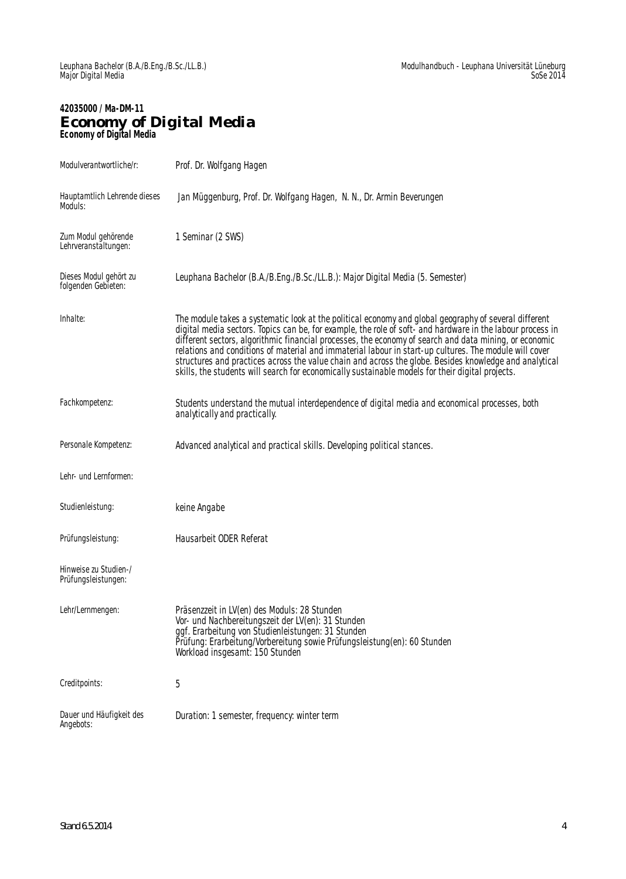**42035000 / Ma-DM-11**

# Economy of Digital Media

**Economy of Digital Media**

| | |
|---|---|
| Modulverantwortliche/r: | Prof. Dr. Wolfgang Hagen |
| Hauptamtlich Lehrende dieses Moduls: | Jan Müggenburg, Prof. Dr. Wolfgang Hagen, N. N., Dr. Armin Beverungen |
| Zum Modul gehörende Lehrveranstaltungen: | 1 Seminar (2 SWS) |
| Dieses Modul gehört zu folgenden Gebieten: | Leuphana Bachelor (B.A./B.Eng./B.Sc./LL.B.): Major Digital Media (5. Semester) |
| Inhalte: | The module takes a systematic look at the political economy and global geography of several different digital media sectors. Topics can be, for example, the role of soft- and hardware in the labour process in different sectors, algorithmic financial processes, the economy of search and data mining, or economic relations and conditions of material and immaterial labour in start-up cultures. The module will cover structures and practices across the value chain and across the globe. Besides knowledge and analytical skills, the students will search for economically sustainable models for their digital projects. |
| Fachkompetenz: | Students understand the mutual interdependence of digital media and economical processes, both analytically and practically. |
| Personale Kompetenz: | Advanced analytical and practical skills. Developing political stances. |
| Lehr- und Lernformen: | |
| Studienleistung: | keine Angabe |
| Prüfungsleistung: | Hausarbeit ODER Referat |
| Hinweise zu Studien-/ Prüfungsleistungen: | |
| Lehr/Lernmengen: | Präsenzzeit in LV(en) des Moduls: 28 Stunden<br>Vor- und Nachbereitungszeit der LV(en): 31 Stunden<br>ggf. Erarbeitung von Studienleistungen: 31 Stunden<br>Prüfung: Erarbeitung/Vorbereitung sowie Prüfungsleistung(en): 60 Stunden<br>Workload insgesamt: 150 Stunden |
| Creditpoints: | 5 |
| Dauer und Häufigkeit des Angebots: | Duration: 1 semester, frequency: winter term |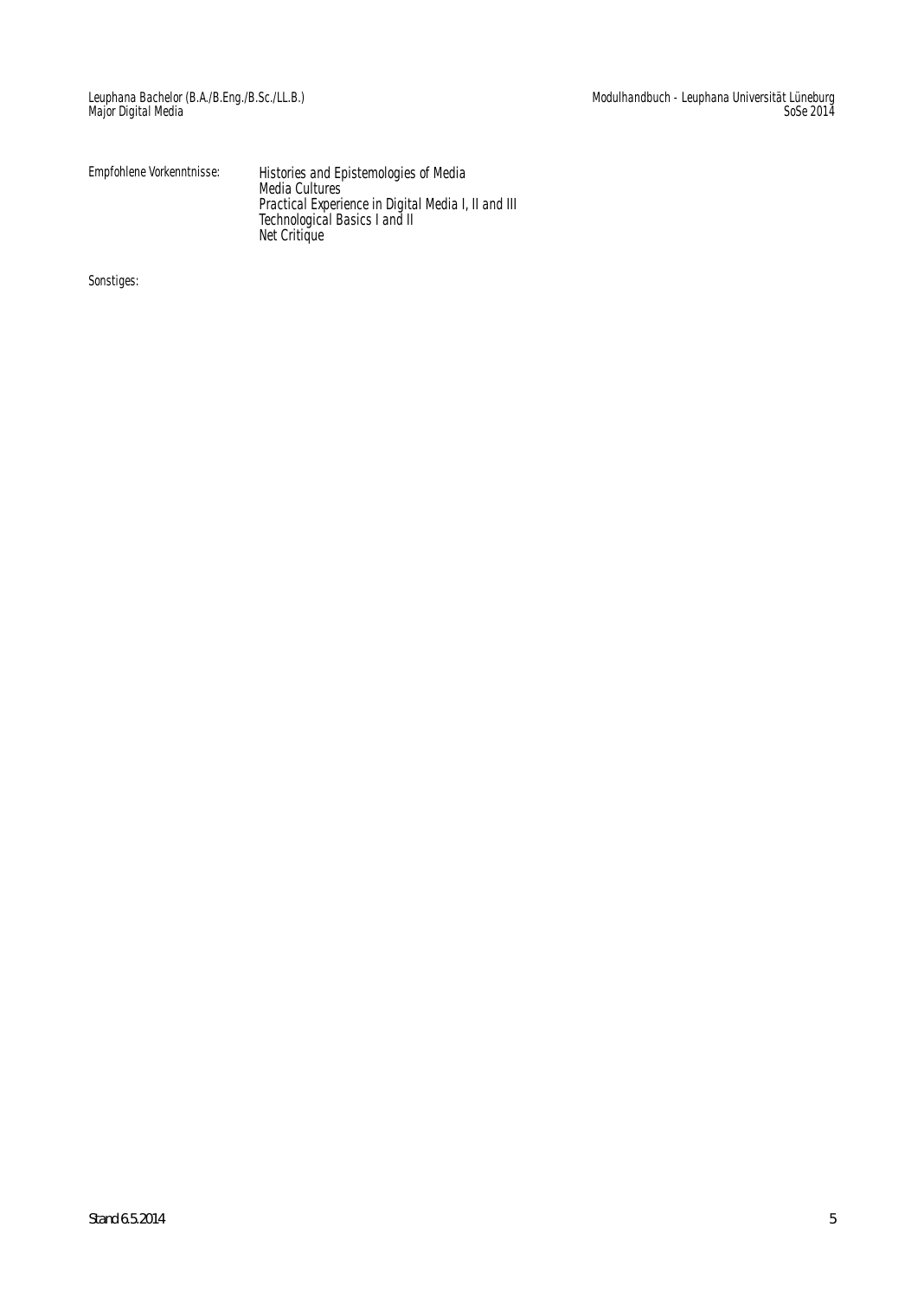| | |
|---|---|
| Empfohlene Vorkenntnisse: | Histories and Epistemologies of Media<br>Media Cultures<br>Practical Experience in Digital Media I, II and III<br>Technological Basics I and II<br>Net Critique |

Sonstiges: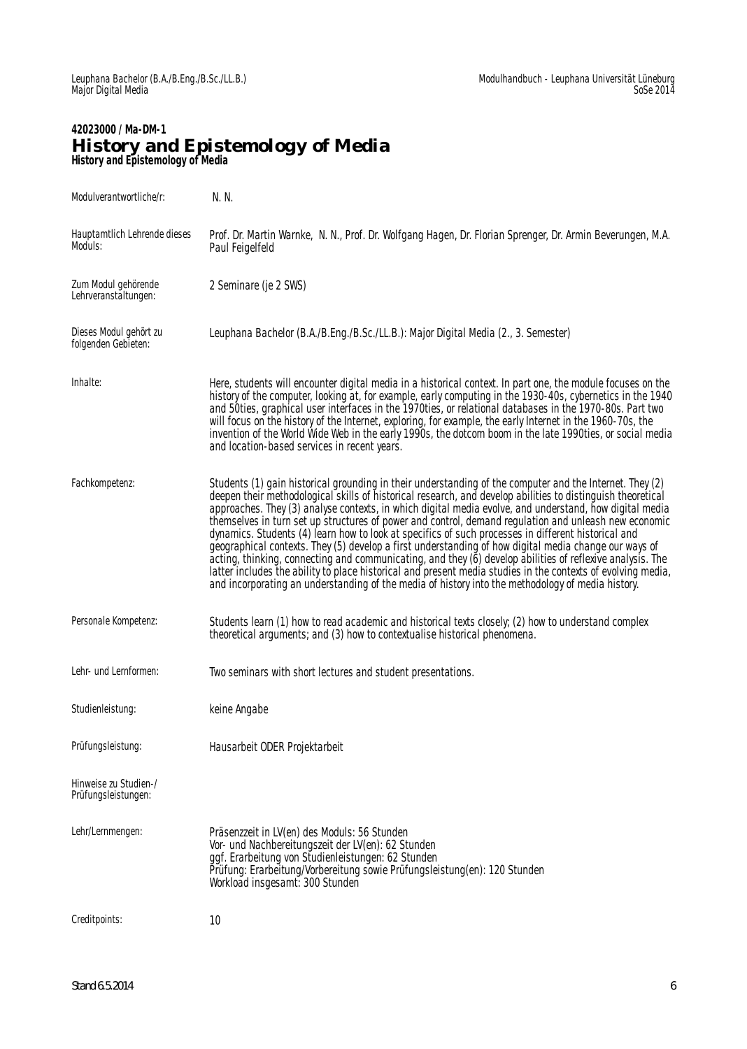**42023000 / Ma-DM-1**

# History and Epistemology of Media

**History and Epistemology of Media**

| | |
|---|---|
| Modulverantwortliche/r: | N. N. |
| Hauptamtlich Lehrende dieses Moduls: | Prof. Dr. Martin Warnke, N. N., Prof. Dr. Wolfgang Hagen, Dr. Florian Sprenger, Dr. Armin Beverungen, M.A. Paul Feigelfeld |
| Zum Modul gehörende Lehrveranstaltungen: | 2 Seminare (je 2 SWS) |
| Dieses Modul gehört zu folgenden Gebieten: | Leuphana Bachelor (B.A./B.Eng./B.Sc./LL.B.): Major Digital Media (2., 3. Semester) |
| Inhalte: | Here, students will encounter digital media in a historical context. In part one, the module focuses on the history of the computer, looking at, for example, early computing in the 1930-40s, cybernetics in the 1940 and 50ties, graphical user interfaces in the 1970ties, or relational databases in the 1970-80s. Part two will focus on the history of the Internet, exploring, for example, the early Internet in the 1960-70s, the invention of the World Wide Web in the early 1990s, the dotcom boom in the late 1990ties, or social media and location-based services in recent years. |
| Fachkompetenz: | Students (1) gain historical grounding in their understanding of the computer and the Internet. They (2) deepen their methodological skills of historical research, and develop abilities to distinguish theoretical approaches. They (3) analyse contexts, in which digital media evolve, and understand, how digital media themselves in turn set up structures of power and control, demand regulation and unleash new economic dynamics. Students (4) learn how to look at specifics of such processes in different historical and geographical contexts. They (5) develop a first understanding of how digital media change our ways of acting, thinking, connecting and communicating, and they (6) develop abilities of reflexive analysis. The latter includes the ability to place historical and present media studies in the contexts of evolving media, and incorporating an understanding of the media of history into the methodology of media history. |
| Personale Kompetenz: | Students learn (1) how to read academic and historical texts closely; (2) how to understand complex theoretical arguments; and (3) how to contextualise historical phenomena. |
| Lehr- und Lernformen: | Two seminars with short lectures and student presentations. |
| Studienleistung: | keine Angabe |
| Prüfungsleistung: | Hausarbeit ODER Projektarbeit |
| Hinweise zu Studien-/ Prüfungsleistungen: | |
| Lehr/Lernmengen: | Präsenzzeit in LV(en) des Moduls: 56 Stunden<br>Vor- und Nachbereitungszeit der LV(en): 62 Stunden<br>ggf. Erarbeitung von Studienleistungen: 62 Stunden<br>Prüfung: Erarbeitung/Vorbereitung sowie Prüfungsleistung(en): 120 Stunden<br>Workload insgesamt: 300 Stunden |
| Creditpoints: | 10 |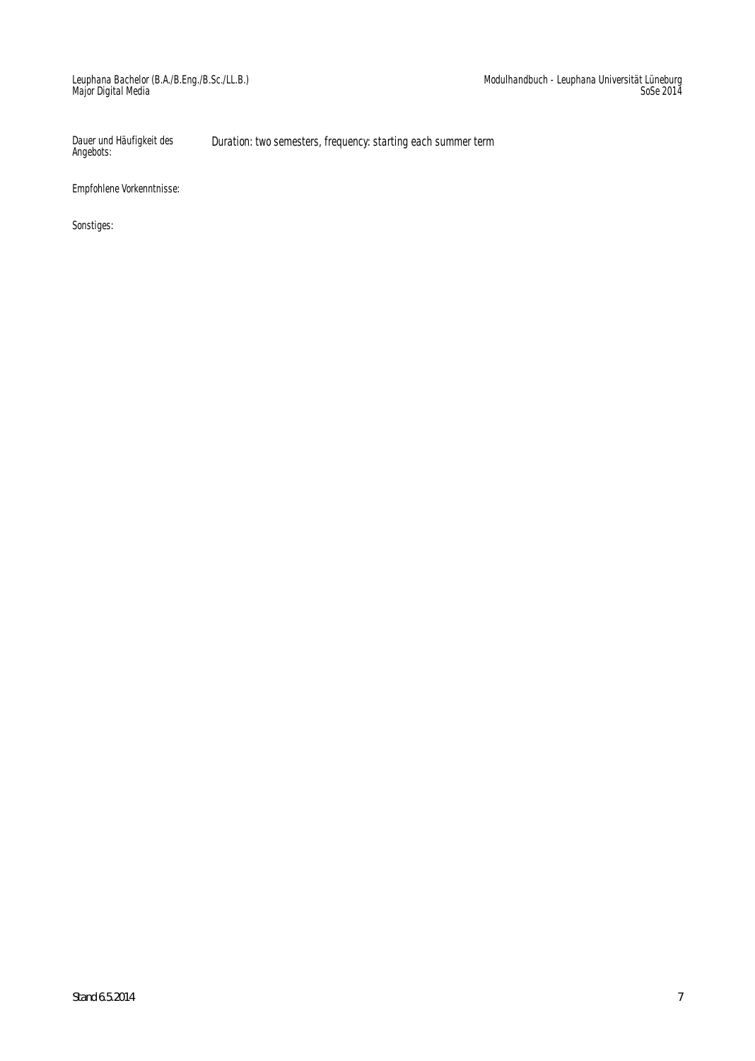| | |
|---|---|
| Dauer und Häufigkeit des Angebots: | Duration: two semesters, frequency: starting each summer term |
| Empfohlene Vorkenntnisse: | |
| Sonstiges: | |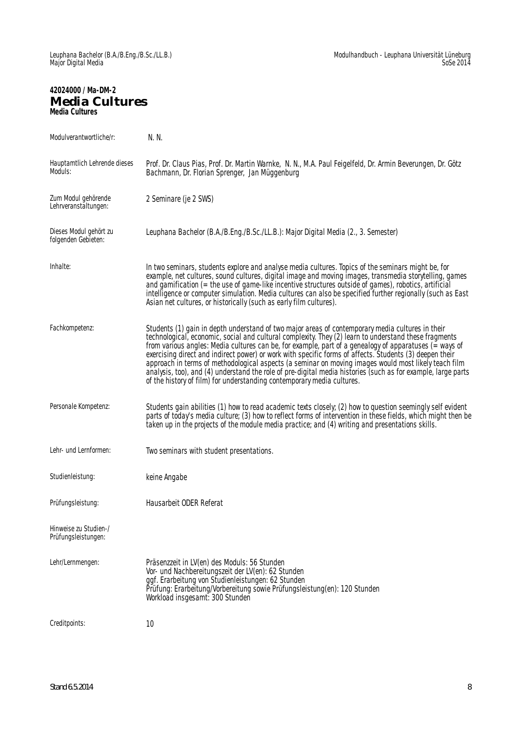**42024000 / Ma-DM-2**

# Media Cultures

**Media Cultures**

| | |
|---|---|
| Modulverantwortliche/r: | N. N. |
| Hauptamtlich Lehrende dieses Moduls: | Prof. Dr. Claus Pias, Prof. Dr. Martin Warnke, N. N., M.A. Paul Feigelfeld, Dr. Armin Beverungen, Dr. Götz Bachmann, Dr. Florian Sprenger, Jan Müggenburg |
| Zum Modul gehörende Lehrveranstaltungen: | 2 Seminare (je 2 SWS) |
| Dieses Modul gehört zu folgenden Gebieten: | Leuphana Bachelor (B.A./B.Eng./B.Sc./LL.B.): Major Digital Media (2., 3. Semester) |
| Inhalte: | In two seminars, students explore and analyse media cultures. Topics of the seminars might be, for example, net cultures, sound cultures, digital image and moving images, transmedia storytelling, games and gamification (= the use of game-like incentive structures outside of games), robotics, artificial intelligence or computer simulation. Media cultures can also be specified further regionally (such as East Asian net cultures, or historically (such as early film cultures). |
| Fachkompetenz: | Students (1) gain in depth understand of two major areas of contemporary media cultures in their technological, economic, social and cultural complexity. They (2) learn to understand these fragments from various angles: Media cultures can be, for example, part of a genealogy of apparatuses (= ways of exercising direct and indirect power) or work with specific forms of affects. Students (3) deepen their approach in terms of methodological aspects (a seminar on moving images would most likely teach film analysis, too), and (4) understand the role of pre-digital media histories (such as for example, large parts of the history of film) for understanding contemporary media cultures. |
| Personale Kompetenz: | Students gain abilities (1) how to read academic texts closely; (2) how to question seemingly self evident parts of today's media culture; (3) how to reflect forms of intervention in these fields, which might then be taken up in the projects of the module media practice; and (4) writing and presentations skills. |
| Lehr- und Lernformen: | Two seminars with student presentations. |
| Studienleistung: | keine Angabe |
| Prüfungsleistung: | Hausarbeit ODER Referat |
| Hinweise zu Studien-/Prüfungsleistungen: | |
| Lehr/Lernmengen: | Präsenzzeit in LV(en) des Moduls: 56 Stunden<br>Vor- und Nachbereitungszeit der LV(en): 62 Stunden<br>ggf. Erarbeitung von Studienleistungen: 62 Stunden<br>Prüfung: Erarbeitung/Vorbereitung sowie Prüfungsleistung(en): 120 Stunden<br>Workload insgesamt: 300 Stunden |
| Creditpoints: | 10 |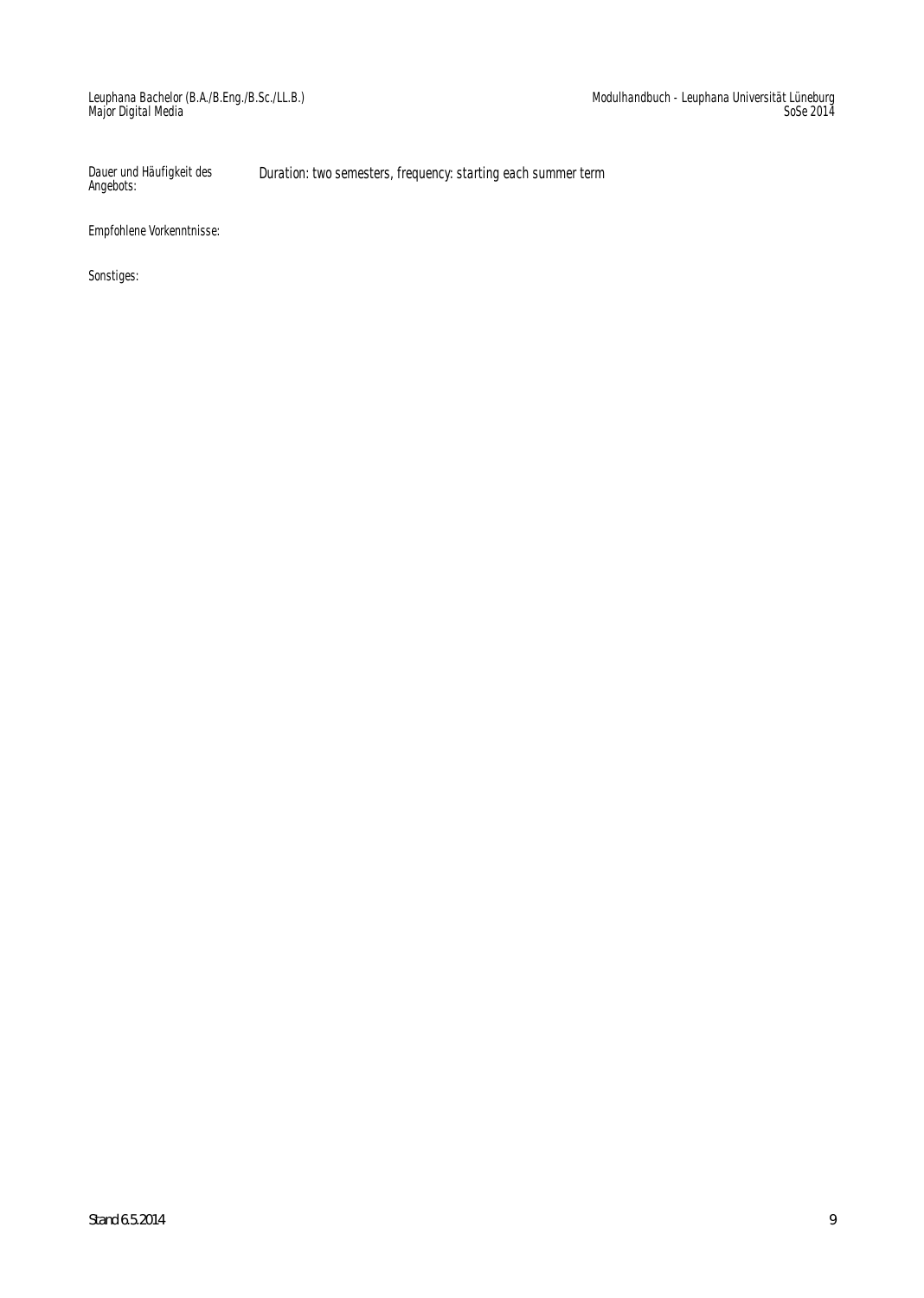| | |
|---|---|
| Dauer und Häufigkeit des Angebots: | Duration: two semesters, frequency: starting each summer term |
| Empfohlene Vorkenntnisse: | |
| Sonstiges: | |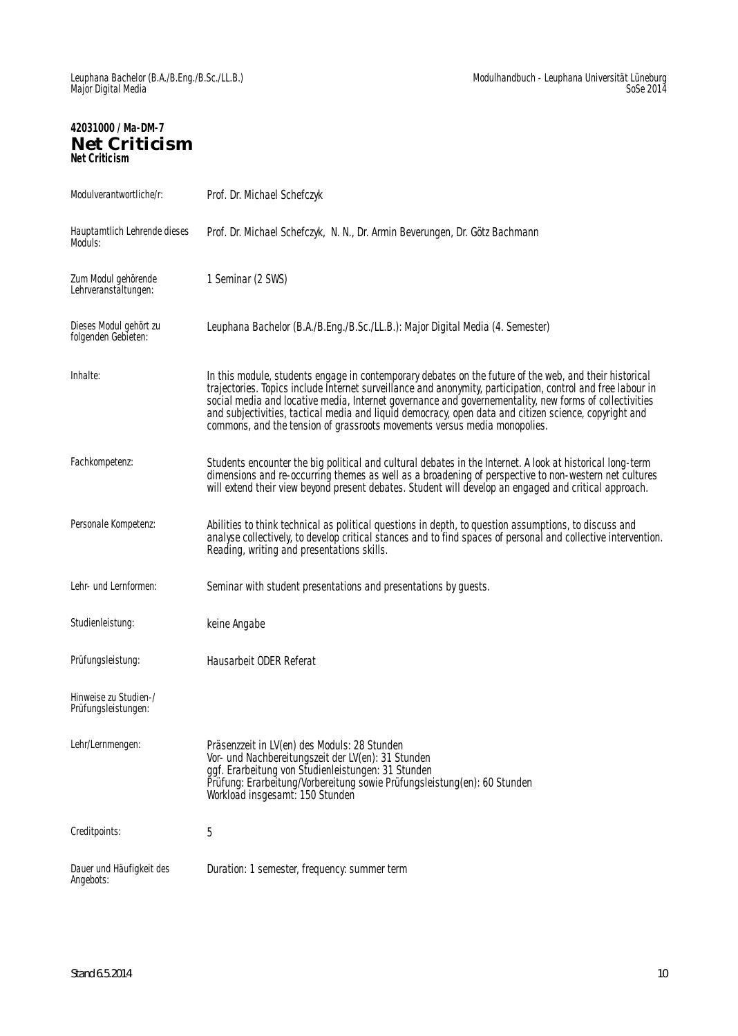**42031000 / Ma-DM-7**

# Net Criticism

**Net Criticism**

| | |
|---|---|
| Modulverantwortliche/r: | Prof. Dr. Michael Schefczyk |
| Hauptamtlich Lehrende dieses Moduls: | Prof. Dr. Michael Schefczyk, N. N., Dr. Armin Beverungen, Dr. Götz Bachmann |
| Zum Modul gehörende Lehrveranstaltungen: | 1 Seminar (2 SWS) |
| Dieses Modul gehört zu folgenden Gebieten: | Leuphana Bachelor (B.A./B.Eng./B.Sc./LL.B.): Major Digital Media (4. Semester) |
| Inhalte: | In this module, students engage in contemporary debates on the future of the web, and their historical trajectories. Topics include Internet surveillance and anonymity, participation, control and free labour in social media and locative media, Internet governance and governementality, new forms of collectivities and subjectivities, tactical media and liquid democracy, open data and citizen science, copyright and commons, and the tension of grassroots movements versus media monopolies. |
| Fachkompetenz: | Students encounter the big political and cultural debates in the Internet. A look at historical long-term dimensions and re-occurring themes as well as a broadening of perspective to non-western net cultures will extend their view beyond present debates. Student will develop an engaged and critical approach. |
| Personale Kompetenz: | Abilities to think technical as political questions in depth, to question assumptions, to discuss and analyse collectively, to develop critical stances and to find spaces of personal and collective intervention. Reading, writing and presentations skills. |
| Lehr- und Lernformen: | Seminar with student presentations and presentations by guests. |
| Studienleistung: | keine Angabe |
| Prüfungsleistung: | Hausarbeit ODER Referat |
| Hinweise zu Studien-/ Prüfungsleistungen: | |
| Lehr/Lernmengen: | Präsenzzeit in LV(en) des Moduls: 28 Stunden<br>Vor- und Nachbereitungszeit der LV(en): 31 Stunden<br>ggf. Erarbeitung von Studienleistungen: 31 Stunden<br>Prüfung: Erarbeitung/Vorbereitung sowie Prüfungsleistung(en): 60 Stunden<br>Workload insgesamt: 150 Stunden |
| Creditpoints: | 5 |
| Dauer und Häufigkeit des Angebots: | Duration: 1 semester, frequency: summer term |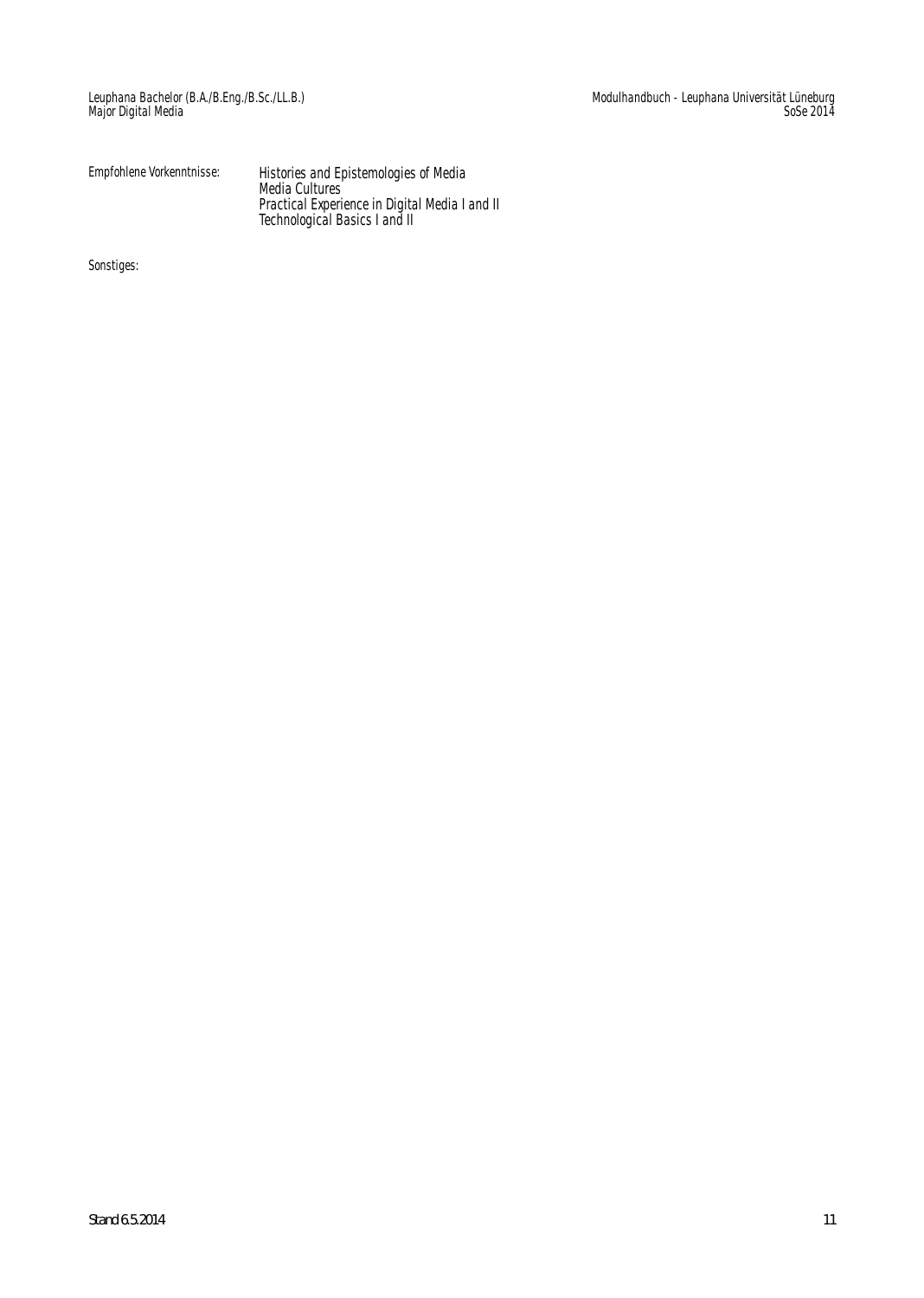Empfohlene Vorkenntnisse: Histories and Epistemologies of Media
Media Cultures
Practical Experience in Digital Media I and II
Technological Basics I and II

Sonstiges: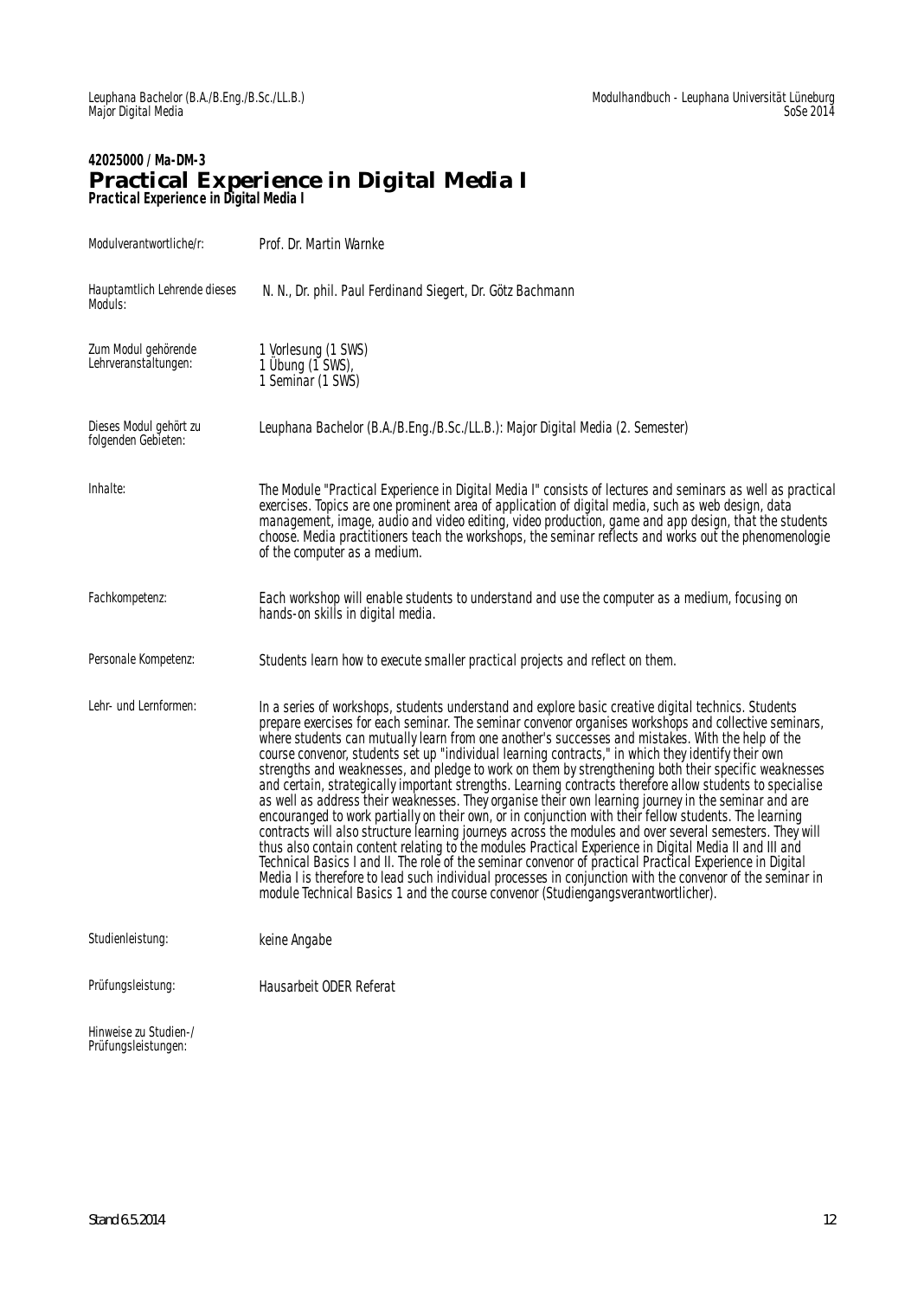**42025000 / Ma-DM-3**

# Practical Experience in Digital Media I

***Practical Experience in Digital Media I***

| | |
|---|---|
| Modulverantwortliche/r: | Prof. Dr. Martin Warnke |
| Hauptamtlich Lehrende dieses Moduls: | N. N., Dr. phil. Paul Ferdinand Siegert, Dr. Götz Bachmann |
| Zum Modul gehörende Lehrveranstaltungen: | 1 Vorlesung (1 SWS)<br>1 Übung (1 SWS),<br>1 Seminar (1 SWS) |
| Dieses Modul gehört zu folgenden Gebieten: | Leuphana Bachelor (B.A./B.Eng./B.Sc./LL.B.): Major Digital Media (2. Semester) |
| Inhalte: | The Module "Practical Experience in Digital Media I" consists of lectures and seminars as well as practical exercises. Topics are one prominent area of application of digital media, such as web design, data management, image, audio and video editing, video production, game and app design, that the students choose. Media practitioners teach the workshops, the seminar reflects and works out the phenomenologie of the computer as a medium. |
| Fachkompetenz: | Each workshop will enable students to understand and use the computer as a medium, focusing on hands-on skills in digital media. |
| Personale Kompetenz: | Students learn how to execute smaller practical projects and reflect on them. |
| Lehr- und Lernformen: | In a series of workshops, students understand and explore basic creative digital technics. Students prepare exercises for each seminar. The seminar convenor organises workshops and collective seminars, where students can mutually learn from one another's successes and mistakes. With the help of the course convenor, students set up "individual learning contracts," in which they identify their own strengths and weaknesses, and pledge to work on them by strengthening both their specific weaknesses and certain, strategically important strengths. Learning contracts therefore allow students to specialise as well as address their weaknesses. They organise their own learning journey in the seminar and are encouraged to work partially on their own, or in conjunction with their fellow students. The learning contracts will also structure learning journeys across the modules and over several semesters. They will thus also contain content relating to the modules Practical Experience in Digital Media II and III and Technical Basics I and II. The role of the seminar convenor of practical Practical Experience in Digital Media I is therefore to lead such individual processes in conjunction with the convenor of the seminar in module Technical Basics 1 and the course convenor (Studiengangsverantwortlicher). |
| Studienleistung: | keine Angabe |
| Prüfungsleistung: | Hausarbeit ODER Referat |
| Hinweise zu Studien-/Prüfungsleistungen: | |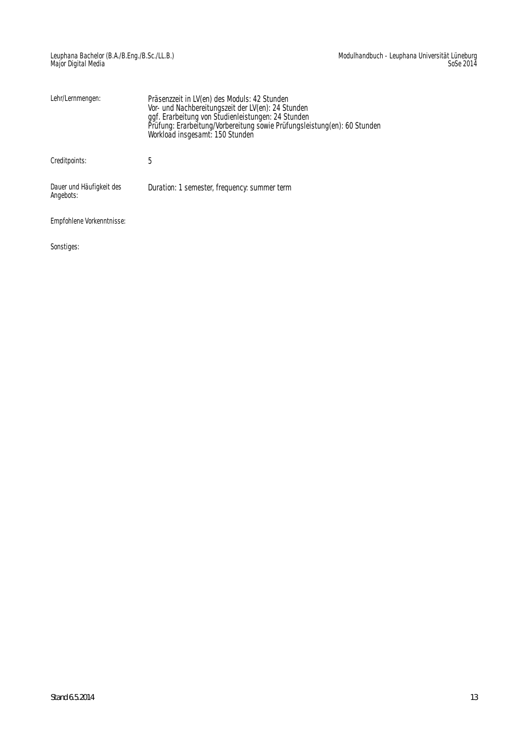| | |
|---|---|
| Lehr/Lernmengen: | Präsenzzeit in LV(en) des Moduls: 42 Stunden<br>Vor- und Nachbereitungszeit der LV(en): 24 Stunden<br>ggf. Erarbeitung von Studienleistungen: 24 Stunden<br>Prüfung: Erarbeitung/Vorbereitung sowie Prüfungsleistung(en): 60 Stunden<br>Workload insgesamt: 150 Stunden |
| Creditpoints: | 5 |
| Dauer und Häufigkeit des Angebots: | Duration: 1 semester, frequency: summer term |
| Empfohlene Vorkenntnisse: | |
| Sonstiges: | |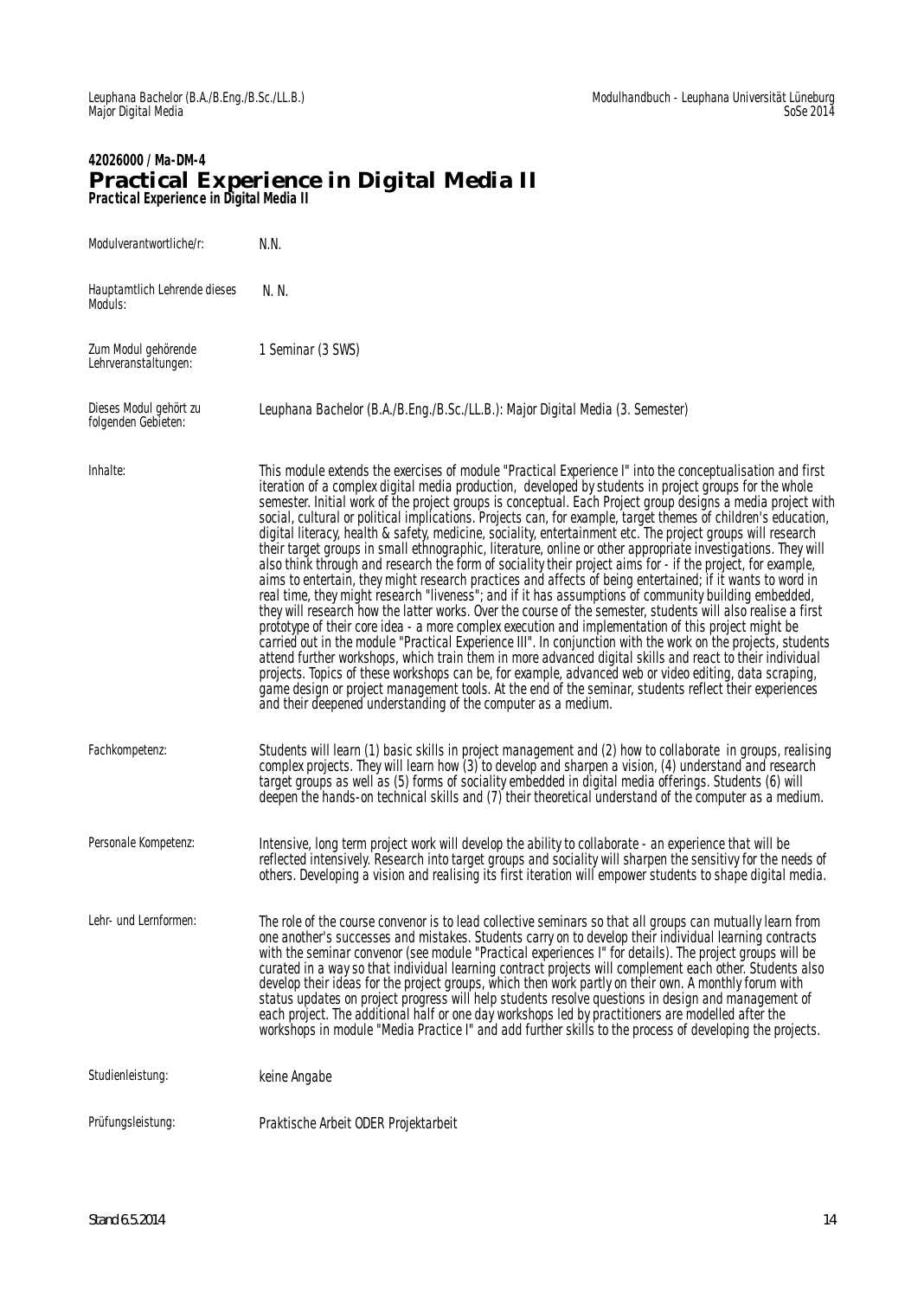**42026000 / Ma-DM-4**

# Practical Experience in Digital Media II

***Practical Experience in Digital Media II***

| | |
|---|---|
| Modulverantwortliche/r: | N.N. |
| Hauptamtlich Lehrende dieses Moduls: | N. N. |
| Zum Modul gehörende Lehrveranstaltungen: | 1 Seminar (3 SWS) |
| Dieses Modul gehört zu folgenden Gebieten: | Leuphana Bachelor (B.A./B.Eng./B.Sc./LL.B.): Major Digital Media (3. Semester) |
| Inhalte: | This module extends the exercises of module "Practical Experience I" into the conceptualisation and first iteration of a complex digital media production, developed by students in project groups for the whole semester. Initial work of the project groups is conceptual. Each Project group designs a media project with social, cultural or political implications. Projects can, for example, target themes of children's education, digital literacy, health & safety, medicine, sociality, entertainment etc. The project groups will research their target groups in small ethnographic, literature, online or other appropriate investigations. They will also think through and research the form of sociality their project aims for - if the project, for example, aims to entertain, they might research practices and affects of being entertained; if it wants to word in real time, they might research "liveness"; and if it has assumptions of community building embedded, they will research how the latter works. Over the course of the semester, students will also realise a first prototype of their core idea - a more complex execution and implementation of this project might be carried out in the module "Practical Experience III". In conjunction with the work on the projects, students attend further workshops, which train them in more advanced digital skills and react to their individual projects. Topics of these workshops can be, for example, advanced web or video editing, data scraping, game design or project management tools. At the end of the seminar, students reflect their experiences and their deepened understanding of the computer as a medium. |
| Fachkompetenz: | Students will learn (1) basic skills in project management and (2) how to collaborate in groups, realising complex projects. They will learn how (3) to develop and sharpen a vision, (4) understand and research target groups as well as (5) forms of sociality embedded in digital media offerings. Students (6) will deepen the hands-on technical skills and (7) their theoretical understand of the computer as a medium. |
| Personale Kompetenz: | Intensive, long term project work will develop the ability to collaborate - an experience that will be reflected intensively. Research into target groups and sociality will sharpen the sensitivy for the needs of others. Developing a vision and realising its first iteration will empower students to shape digital media. |
| Lehr- und Lernformen: | The role of the course convenor is to lead collective seminars so that all groups can mutually learn from one another's successes and mistakes. Students carry on to develop their individual learning contracts with the seminar convenor (see module "Practical experiences I" for details). The project groups will be curated in a way so that individual learning contract projects will complement each other. Students also develop their ideas for the project groups, which then work partly on their own. A monthly forum with status updates on project progress will help students resolve questions in design and management of each project. The additional half or one day workshops led by practitioners are modelled after the workshops in module "Media Practice I" and add further skills to the process of developing the projects. |
| Studienleistung: | keine Angabe |
| Prüfungsleistung: | Praktische Arbeit ODER Projektarbeit |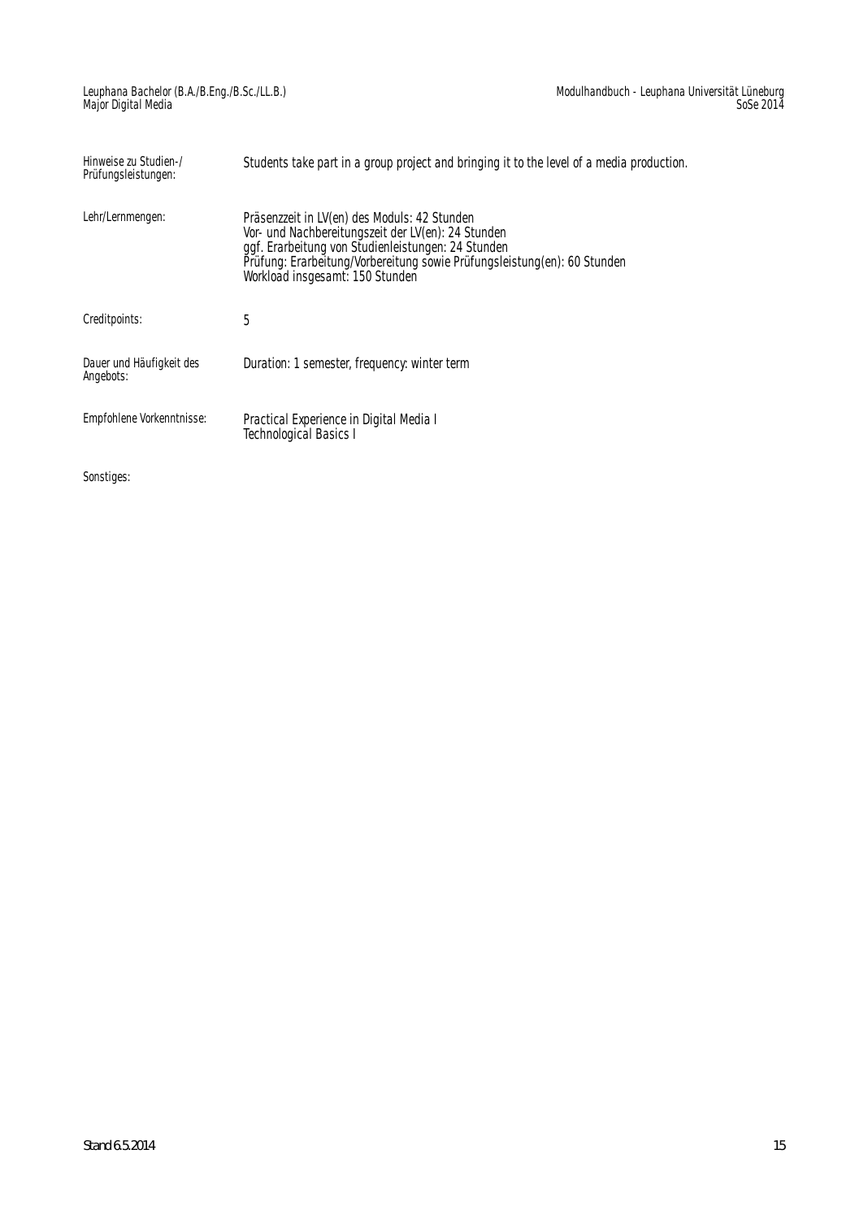| | |
|---|---|
| Hinweise zu Studien-/ Prüfungsleistungen: | Students take part in a group project and bringing it to the level of a media production. |
| Lehr/Lernmengen: | Präsenzzeit in LV(en) des Moduls: 42 Stunden<br>Vor- und Nachbereitungszeit der LV(en): 24 Stunden<br>ggf. Erarbeitung von Studienleistungen: 24 Stunden<br>Prüfung: Erarbeitung/Vorbereitung sowie Prüfungsleistung(en): 60 Stunden<br>Workload insgesamt: 150 Stunden |
| Creditpoints: | 5 |
| Dauer und Häufigkeit des Angebots: | Duration: 1 semester, frequency: winter term |
| Empfohlene Vorkenntnisse: | Practical Experience in Digital Media I<br>Technological Basics I |
| Sonstiges: | |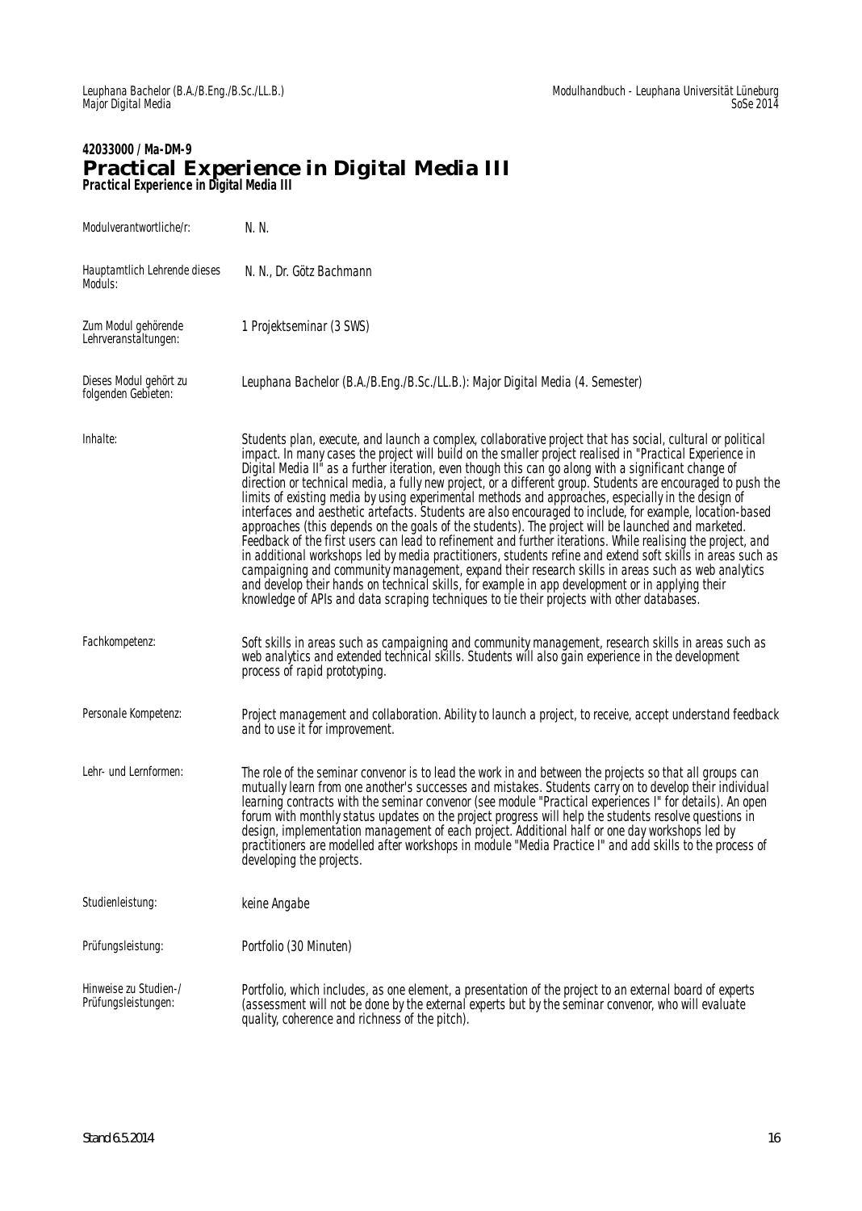**42033000 / Ma-DM-9**

# Practical Experience in Digital Media III

***Practical Experience in Digital Media III***

| | |
|---|---|
| Modulverantwortliche/r: | N. N. |
| Hauptamtlich Lehrende dieses Moduls: | N. N., Dr. Götz Bachmann |
| Zum Modul gehörende Lehrveranstaltungen: | 1 Projektseminar (3 SWS) |
| Dieses Modul gehört zu folgenden Gebieten: | Leuphana Bachelor (B.A./B.Eng./B.Sc./LL.B.): Major Digital Media (4. Semester) |
| Inhalte: | Students plan, execute, and launch a complex, collaborative project that has social, cultural or political impact. In many cases the project will build on the smaller project realised in "Practical Experience in Digital Media II" as a further iteration, even though this can go along with a significant change of direction or technical media, a fully new project, or a different group. Students are encouraged to push the limits of existing media by using experimental methods and approaches, especially in the design of interfaces and aesthetic artefacts. Students are also encouraged to include, for example, location-based approaches (this depends on the goals of the students). The project will be launched and marketed. Feedback of the first users can lead to refinement and further iterations. While realising the project, and in additional workshops led by media practitioners, students refine and extend soft skills in areas such as campaigning and community management, expand their research skills in areas such as web analytics and develop their hands on technical skills, for example in app development or in applying their knowledge of APIs and data scraping techniques to tie their projects with other databases. |
| Fachkompetenz: | Soft skills in areas such as campaigning and community management, research skills in areas such as web analytics and extended technical skills. Students will also gain experience in the development process of rapid prototyping. |
| Personale Kompetenz: | Project management and collaboration. Ability to launch a project, to receive, accept understand feedback and to use it for improvement. |
| Lehr- und Lernformen: | The role of the seminar convenor is to lead the work in and between the projects so that all groups can mutually learn from one another's successes and mistakes. Students carry on to develop their individual learning contracts with the seminar convenor (see module "Practical experiences I" for details). An open forum with monthly status updates on the project progress will help the students resolve questions in design, implementation management of each project. Additional half or one day workshops led by practitioners are modelled after workshops in module "Media Practice I" and add skills to the process of developing the projects. |
| Studienleistung: | keine Angabe |
| Prüfungsleistung: | Portfolio (30 Minuten) |
| Hinweise zu Studien-/ Prüfungsleistungen: | Portfolio, which includes, as one element, a presentation of the project to an external board of experts (assessment will not be done by the external experts but by the seminar convenor, who will evaluate quality, coherence and richness of the pitch). |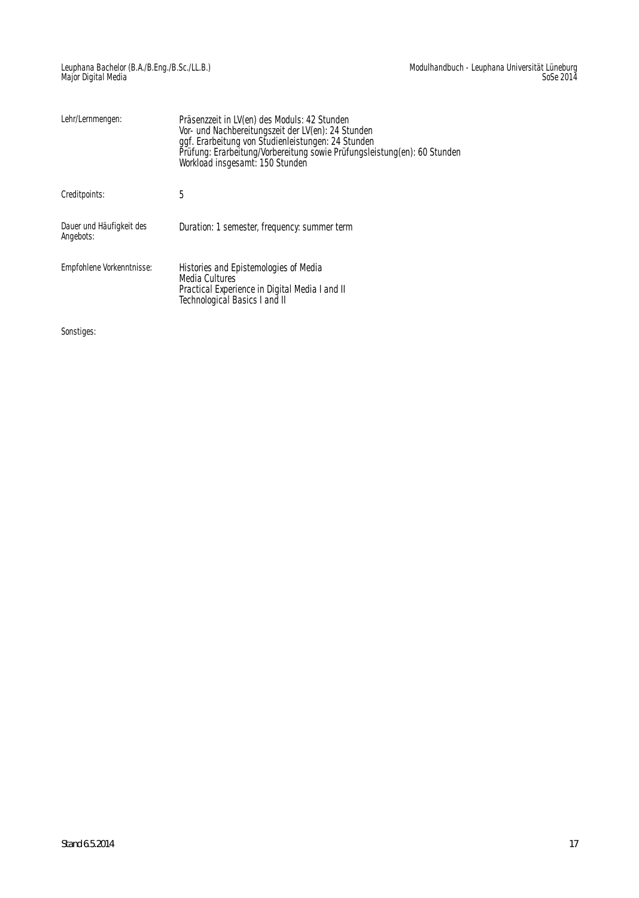| | |
|---|---|
| Lehr/Lernmengen: | Präsenzzeit in LV(en) des Moduls: 42 Stunden<br>Vor- und Nachbereitungszeit der LV(en): 24 Stunden<br>ggf. Erarbeitung von Studienleistungen: 24 Stunden<br>Prüfung: Erarbeitung/Vorbereitung sowie Prüfungsleistung(en): 60 Stunden<br>Workload insgesamt: 150 Stunden |
| Creditpoints: | 5 |
| Dauer und Häufigkeit des Angebots: | Duration: 1 semester, frequency: summer term |
| Empfohlene Vorkenntnisse: | Histories and Epistemologies of Media<br>Media Cultures<br>Practical Experience in Digital Media I and II<br>Technological Basics I and II |

Sonstiges: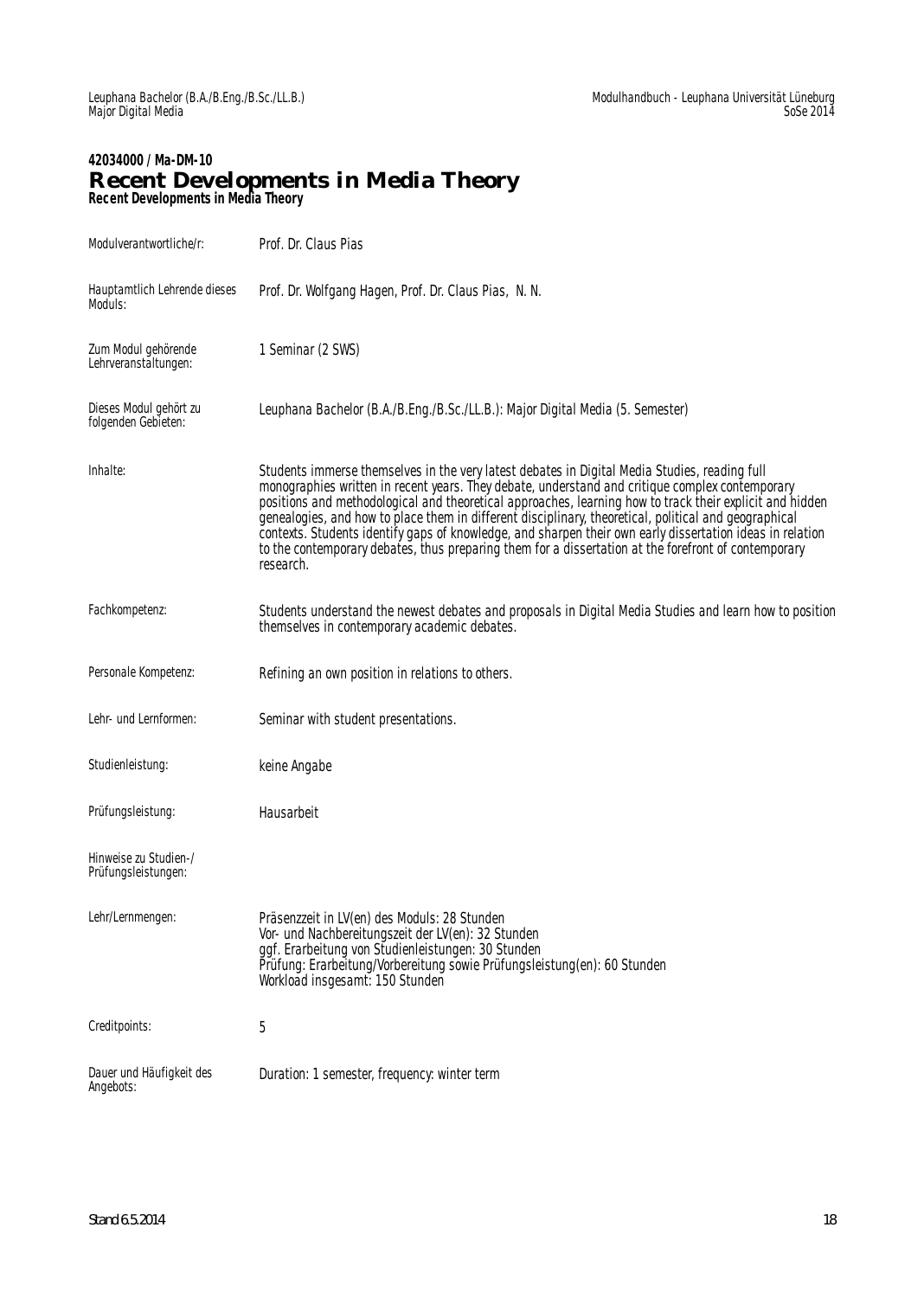**42034000 / Ma-DM-10**

# Recent Developments in Media Theory

**Recent Developments in Media Theory**

| | |
|---|---|
| Modulverantwortliche/r: | Prof. Dr. Claus Pias |
| Hauptamtlich Lehrende dieses Moduls: | Prof. Dr. Wolfgang Hagen, Prof. Dr. Claus Pias, N. N. |
| Zum Modul gehörende Lehrveranstaltungen: | 1 Seminar (2 SWS) |
| Dieses Modul gehört zu folgenden Gebieten: | Leuphana Bachelor (B.A./B.Eng./B.Sc./LL.B.): Major Digital Media (5. Semester) |
| Inhalte: | Students immerse themselves in the very latest debates in Digital Media Studies, reading full monographies written in recent years. They debate, understand and critique complex contemporary positions and methodological and theoretical approaches, learning how to track their explicit and hidden genealogies, and how to place them in different disciplinary, theoretical, political and geographical contexts. Students identify gaps of knowledge, and sharpen their own early dissertation ideas in relation to the contemporary debates, thus preparing them for a dissertation at the forefront of contemporary research. |
| Fachkompetenz: | Students understand the newest debates and proposals in Digital Media Studies and learn how to position themselves in contemporary academic debates. |
| Personale Kompetenz: | Refining an own position in relations to others. |
| Lehr- und Lernformen: | Seminar with student presentations. |
| Studienleistung: | keine Angabe |
| Prüfungsleistung: | Hausarbeit |
| Hinweise zu Studien-/ Prüfungsleistungen: | |
| Lehr/Lernmengen: | Präsenzzeit in LV(en) des Moduls: 28 Stunden<br>Vor- und Nachbereitungszeit der LV(en): 32 Stunden<br>ggf. Erarbeitung von Studienleistungen: 30 Stunden<br>Prüfung: Erarbeitung/Vorbereitung sowie Prüfungsleistung(en): 60 Stunden<br>Workload insgesamt: 150 Stunden |
| Creditpoints: | 5 |
| Dauer und Häufigkeit des Angebots: | Duration: 1 semester, frequency: winter term |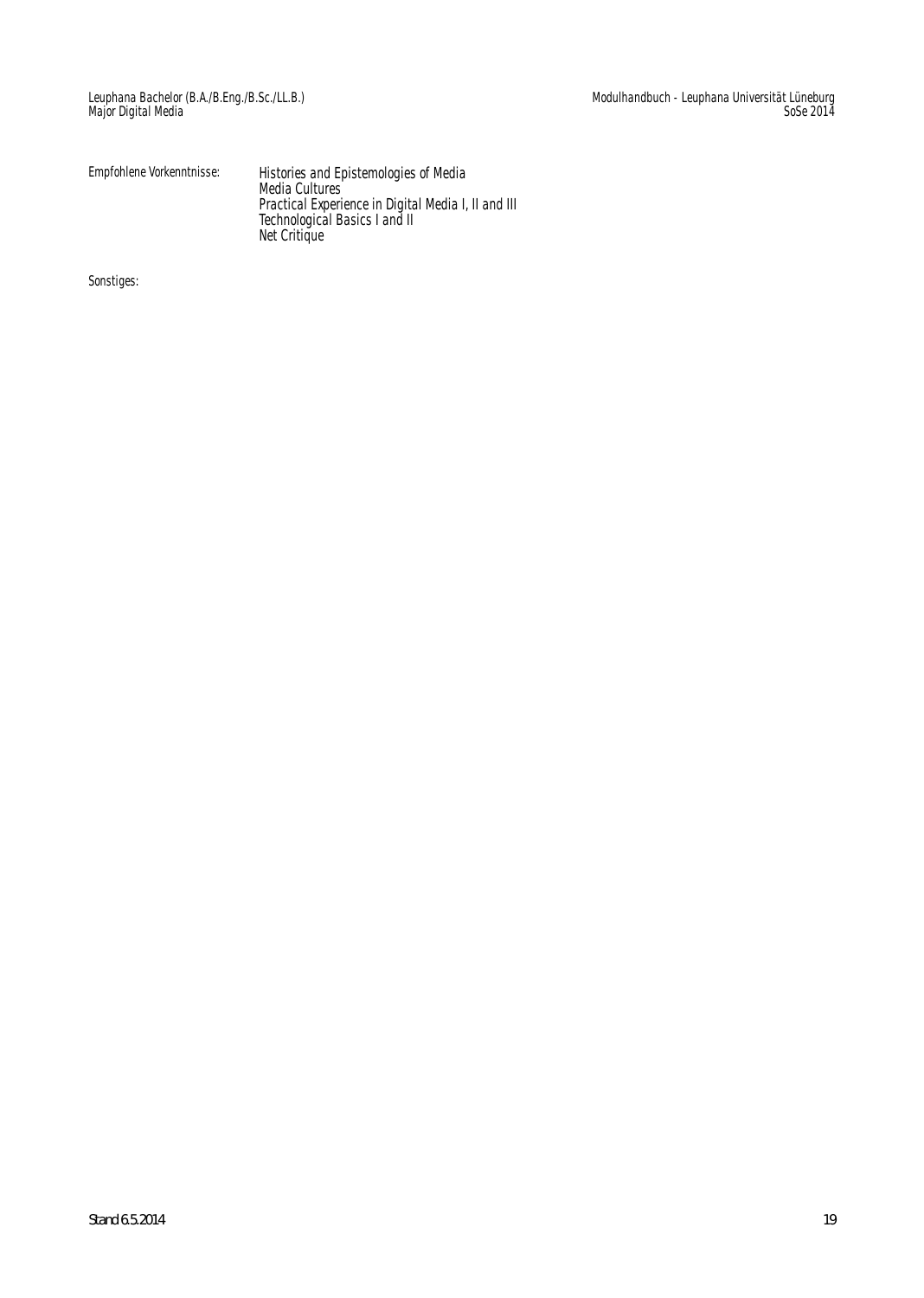| | |
|---|---|
| Empfohlene Vorkenntnisse: | Histories and Epistemologies of Media<br>Media Cultures<br>Practical Experience in Digital Media I, II and III<br>Technological Basics I and II<br>Net Critique |

Sonstiges: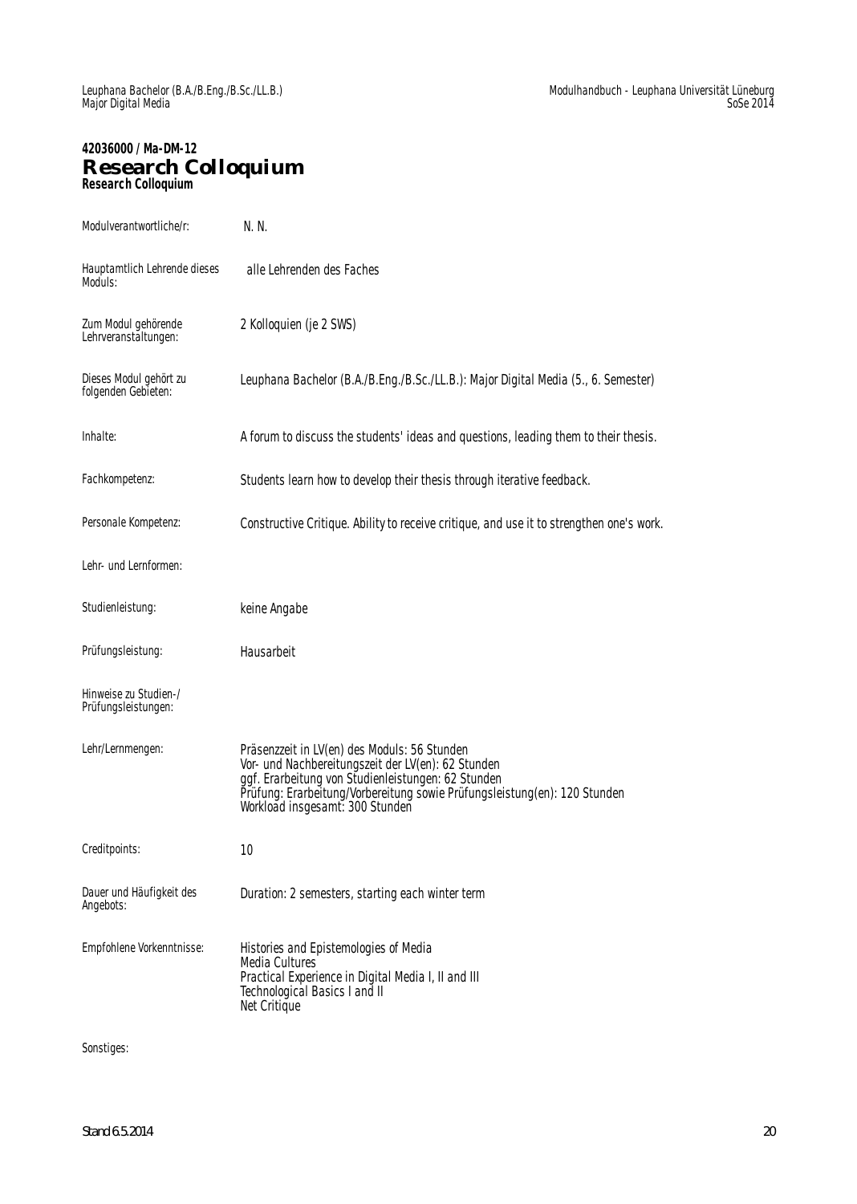**42036000 / Ma-DM-12**

# Research Colloquium

**Research Colloquium**

| | |
|---|---|
| Modulverantwortliche/r: | N. N. |
| Hauptamtlich Lehrende dieses Moduls: | alle Lehrenden des Faches |
| Zum Modul gehörende Lehrveranstaltungen: | 2 Kolloquien (je 2 SWS) |
| Dieses Modul gehört zu folgenden Gebieten: | Leuphana Bachelor (B.A./B.Eng./B.Sc./LL.B.): Major Digital Media (5., 6. Semester) |
| Inhalte: | A forum to discuss the students' ideas and questions, leading them to their thesis. |
| Fachkompetenz: | Students learn how to develop their thesis through iterative feedback. |
| Personale Kompetenz: | Constructive Critique. Ability to receive critique, and use it to strengthen one's work. |
| Lehr- und Lernformen: | |
| Studienleistung: | keine Angabe |
| Prüfungsleistung: | Hausarbeit |
| Hinweise zu Studien-/ Prüfungsleistungen: | |
| Lehr/Lernmengen: | Präsenzzeit in LV(en) des Moduls: 56 Stunden<br>Vor- und Nachbereitungszeit der LV(en): 62 Stunden<br>ggf. Erarbeitung von Studienleistungen: 62 Stunden<br>Prüfung: Erarbeitung/Vorbereitung sowie Prüfungsleistung(en): 120 Stunden<br>Workload insgesamt: 300 Stunden |
| Creditpoints: | 10 |
| Dauer und Häufigkeit des Angebots: | Duration: 2 semesters, starting each winter term |
| Empfohlene Vorkenntnisse: | Histories and Epistemologies of Media<br>Media Cultures<br>Practical Experience in Digital Media I, II and III<br>Technological Basics I and II<br>Net Critique |
| Sonstiges: | |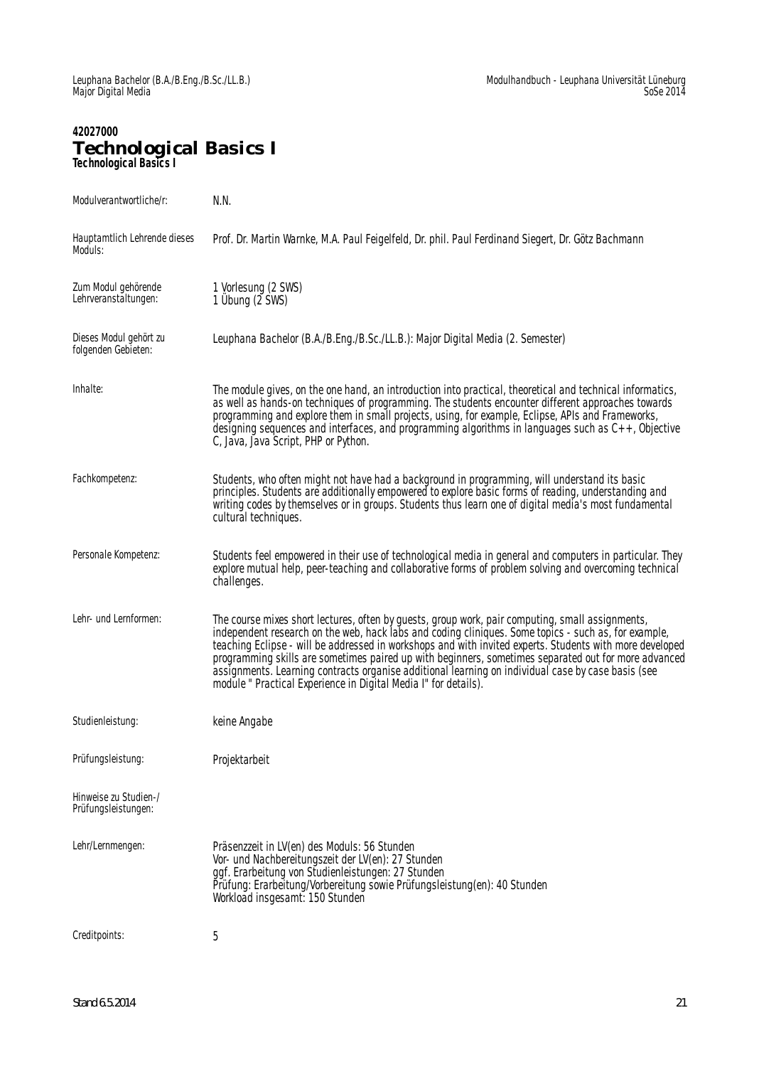42027000

# Technological Basics I

**Technological Basics I**

| | |
|---|---|
| Modulverantwortliche/r: | N.N. |
| Hauptamtlich Lehrende dieses Moduls: | Prof. Dr. Martin Warnke, M.A. Paul Feigelfeld, Dr. phil. Paul Ferdinand Siegert, Dr. Götz Bachmann |
| Zum Modul gehörende Lehrveranstaltungen: | 1 Vorlesung (2 SWS)<br>1 Übung (2 SWS) |
| Dieses Modul gehört zu folgenden Gebieten: | Leuphana Bachelor (B.A./B.Eng./B.Sc./LL.B.): Major Digital Media (2. Semester) |
| Inhalte: | The module gives, on the one hand, an introduction into practical, theoretical and technical informatics, as well as hands-on techniques of programming. The students encounter different approaches towards programming and explore them in small projects, using, for example, Eclipse, APIs and Frameworks, designing sequences and interfaces, and programming algorithms in languages such as C++, Objective C, Java, Java Script, PHP or Python. |
| Fachkompetenz: | Students, who often might not have had a background in programming, will understand its basic principles. Students are additionally empowered to explore basic forms of reading, understanding and writing codes by themselves or in groups. Students thus learn one of digital media's most fundamental cultural techniques. |
| Personale Kompetenz: | Students feel empowered in their use of technological media in general and computers in particular. They explore mutual help, peer-teaching and collaborative forms of problem solving and overcoming technical challenges. |
| Lehr- und Lernformen: | The course mixes short lectures, often by guests, group work, pair computing, small assignments, independent research on the web, hack labs and coding cliniques. Some topics - such as, for example, teaching Eclipse - will be addressed in workshops and with invited experts. Students with more developed programming skills are sometimes paired up with beginners, sometimes separated out for more advanced assignments. Learning contracts organise additional learning on individual case by case basis (see module " Practical Experience in Digital Media I" for details). |
| Studienleistung: | keine Angabe |
| Prüfungsleistung: | Projektarbeit |
| Hinweise zu Studien-/ Prüfungsleistungen: | |
| Lehr/Lernmengen: | Präsenzzeit in LV(en) des Moduls: 56 Stunden<br>Vor- und Nachbereitungszeit der LV(en): 27 Stunden<br>ggf. Erarbeitung von Studienleistungen: 27 Stunden<br>Prüfung: Erarbeitung/Vorbereitung sowie Prüfungsleistung(en): 40 Stunden<br>Workload insgesamt: 150 Stunden |
| Creditpoints: | 5 |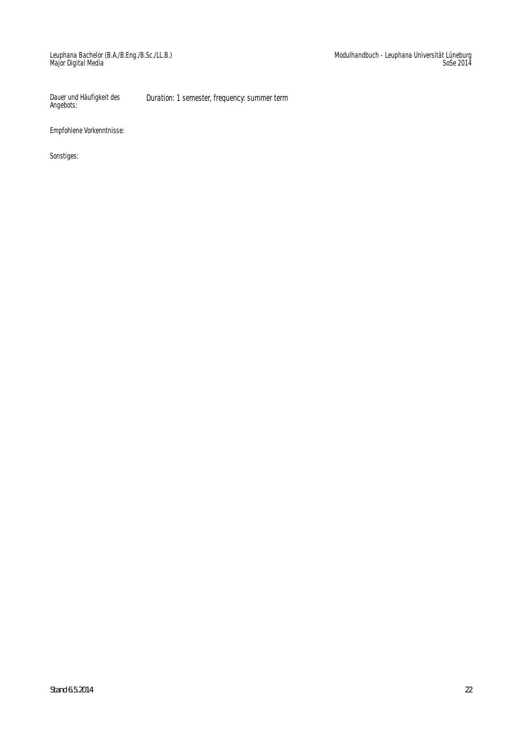| | |
|---|---|
| Dauer und Häufigkeit des Angebots: | Duration: 1 semester, frequency: summer term |
| Empfohlene Vorkenntnisse: | |
| Sonstiges: | |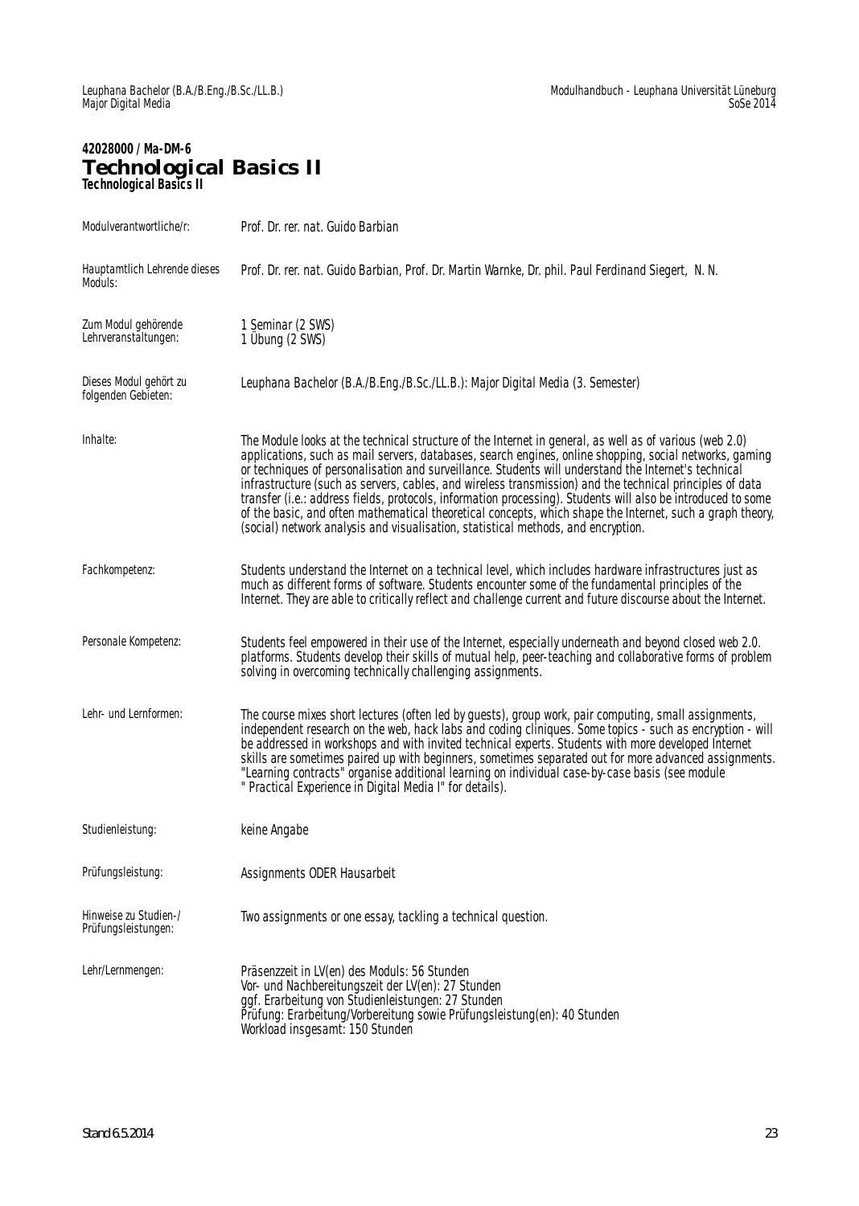**42028000 / Ma-DM-6**

# Technological Basics II

**Technological Basics II**

| | |
|---|---|
| Modulverantwortliche/r: | Prof. Dr. rer. nat. Guido Barbian |
| Hauptamtlich Lehrende dieses Moduls: | Prof. Dr. rer. nat. Guido Barbian, Prof. Dr. Martin Warnke, Dr. phil. Paul Ferdinand Siegert, N. N. |
| Zum Modul gehörende Lehrveranstaltungen: | 1 Seminar (2 SWS)<br>1 Übung (2 SWS) |
| Dieses Modul gehört zu folgenden Gebieten: | Leuphana Bachelor (B.A./B.Eng./B.Sc./LL.B.): Major Digital Media (3. Semester) |
| Inhalte: | The Module looks at the technical structure of the Internet in general, as well as of various (web 2.0) applications, such as mail servers, databases, search engines, online shopping, social networks, gaming or techniques of personalisation and surveillance. Students will understand the Internet's technical infrastructure (such as servers, cables, and wireless transmission) and the technical principles of data transfer (i.e.: address fields, protocols, information processing). Students will also be introduced to some of the basic, and often mathematical theoretical concepts, which shape the Internet, such a graph theory, (social) network analysis and visualisation, statistical methods, and encryption. |
| Fachkompetenz: | Students understand the Internet on a technical level, which includes hardware infrastructures just as much as different forms of software. Students encounter some of the fundamental principles of the Internet. They are able to critically reflect and challenge current and future discourse about the Internet. |
| Personale Kompetenz: | Students feel empowered in their use of the Internet, especially underneath and beyond closed web 2.0. platforms. Students develop their skills of mutual help, peer-teaching and collaborative forms of problem solving in overcoming technically challenging assignments. |
| Lehr- und Lernformen: | The course mixes short lectures (often led by guests), group work, pair computing, small assignments, independent research on the web, hack labs and coding cliniques. Some topics - such as encryption - will be addressed in workshops and with invited technical experts. Students with more developed Internet skills are sometimes paired up with beginners, sometimes separated out for more advanced assignments. "Learning contracts" organise additional learning on individual case-by-case basis (see module " Practical Experience in Digital Media I" for details). |
| Studienleistung: | keine Angabe |
| Prüfungsleistung: | Assignments ODER Hausarbeit |
| Hinweise zu Studien-/ Prüfungsleistungen: | Two assignments or one essay, tackling a technical question. |
| Lehr/Lernmengen: | Präsenzzeit in LV(en) des Moduls: 56 Stunden<br>Vor- und Nachbereitungszeit der LV(en): 27 Stunden<br>ggf. Erarbeitung von Studienleistungen: 27 Stunden<br>Prüfung: Erarbeitung/Vorbereitung sowie Prüfungsleistung(en): 40 Stunden<br>Workload insgesamt: 150 Stunden |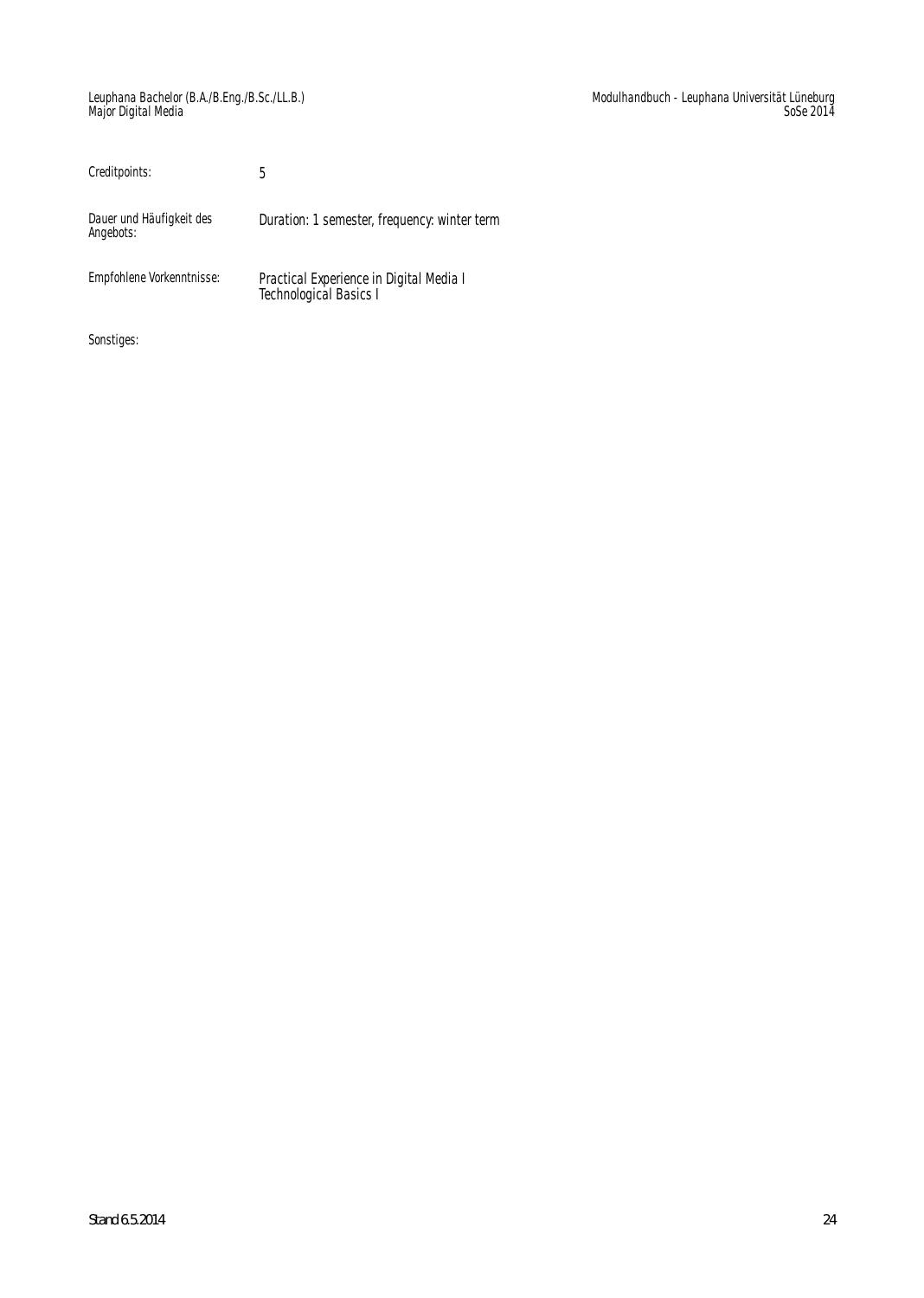| | |
|---|---|
| Creditpoints: | 5 |
| Dauer und Häufigkeit des Angebots: | Duration: 1 semester, frequency: winter term |
| Empfohlene Vorkenntnisse: | Practical Experience in Digital Media I<br>Technological Basics I |
| Sonstiges: | |